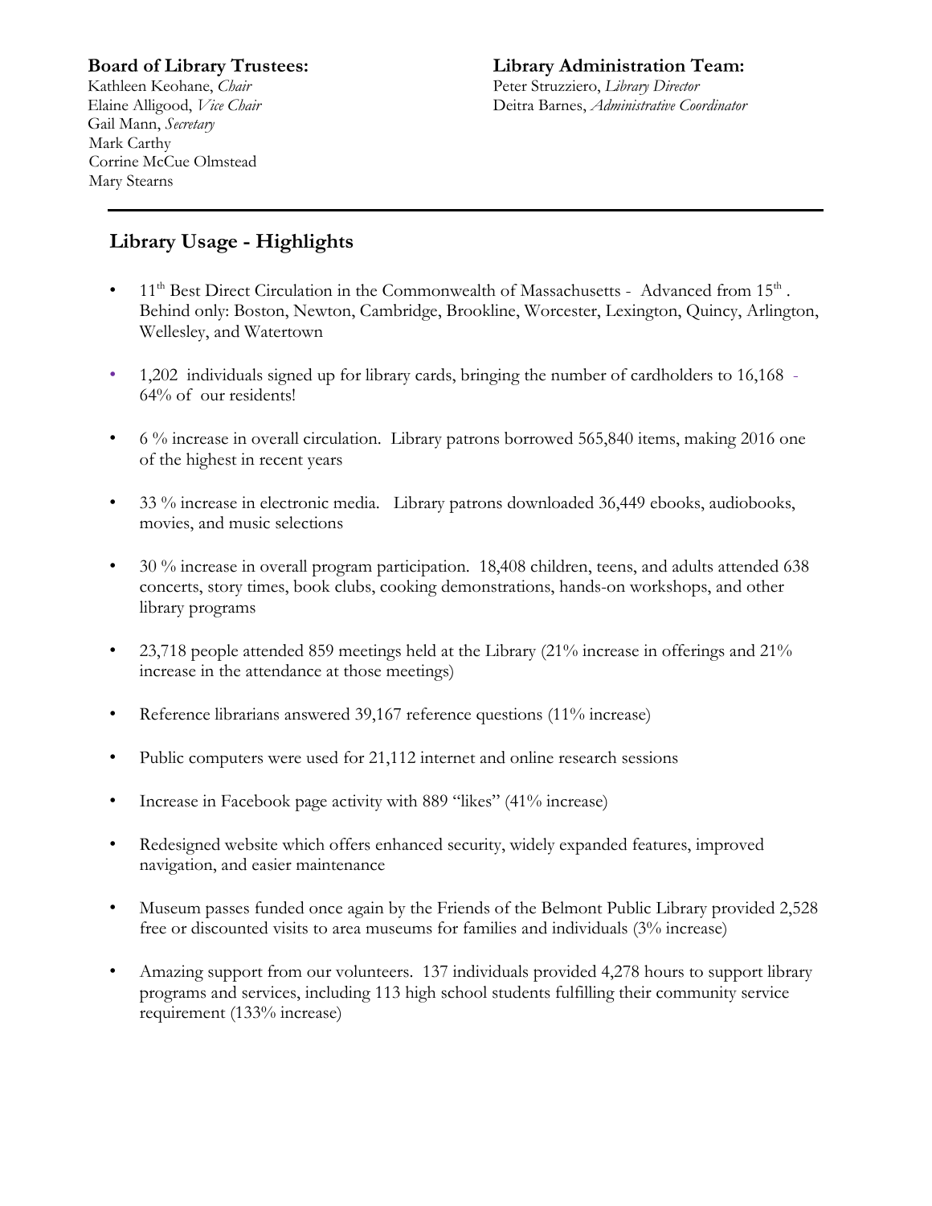**Board of Library Trustees:**
Kathleen Keohane, *Chair*
Elaine Alligood, *Vice Chair*
Gail Mann, *Secretary*
Mark Carthy
Corrine McCue Olmstead
Mary Stearns

**Library Administration Team:**
Peter Struzziero, *Library Director*
Deitra Barnes, *Administrative Coordinator*

---

## Library Usage - Highlights

- 11th Best Direct Circulation in the Commonwealth of Massachusetts - Advanced from 15th. Behind only: Boston, Newton, Cambridge, Brookline, Worcester, Lexington, Quincy, Arlington, Wellesley, and Watertown
- 1,202 individuals signed up for library cards, bringing the number of cardholders to 16,168 - 64% of our residents!
- 6 % increase in overall circulation. Library patrons borrowed 565,840 items, making 2016 one of the highest in recent years
- 33 % increase in electronic media. Library patrons downloaded 36,449 ebooks, audiobooks, movies, and music selections
- 30 % increase in overall program participation. 18,408 children, teens, and adults attended 638 concerts, story times, book clubs, cooking demonstrations, hands-on workshops, and other library programs
- 23,718 people attended 859 meetings held at the Library (21% increase in offerings and 21% increase in the attendance at those meetings)
- Reference librarians answered 39,167 reference questions (11% increase)
- Public computers were used for 21,112 internet and online research sessions
- Increase in Facebook page activity with 889 "likes" (41% increase)
- Redesigned website which offers enhanced security, widely expanded features, improved navigation, and easier maintenance
- Museum passes funded once again by the Friends of the Belmont Public Library provided 2,528 free or discounted visits to area museums for families and individuals (3% increase)
- Amazing support from our volunteers. 137 individuals provided 4,278 hours to support library programs and services, including 113 high school students fulfilling their community service requirement (133% increase)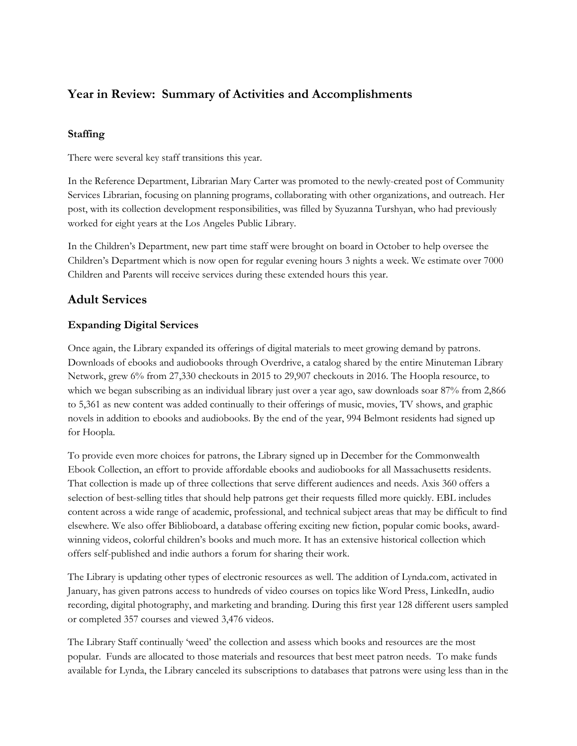## Year in Review: Summary of Activities and Accomplishments

### Staffing

There were several key staff transitions this year.

In the Reference Department, Librarian Mary Carter was promoted to the newly-created post of Community Services Librarian, focusing on planning programs, collaborating with other organizations, and outreach. Her post, with its collection development responsibilities, was filled by Syuzanna Turshyan, who had previously worked for eight years at the Los Angeles Public Library.

In the Children's Department, new part time staff were brought on board in October to help oversee the Children's Department which is now open for regular evening hours 3 nights a week. We estimate over 7000 Children and Parents will receive services during these extended hours this year.

## Adult Services

### Expanding Digital Services

Once again, the Library expanded its offerings of digital materials to meet growing demand by patrons. Downloads of ebooks and audiobooks through Overdrive, a catalog shared by the entire Minuteman Library Network, grew 6% from 27,330 checkouts in 2015 to 29,907 checkouts in 2016. The Hoopla resource, to which we began subscribing as an individual library just over a year ago, saw downloads soar 87% from 2,866 to 5,361 as new content was added continually to their offerings of music, movies, TV shows, and graphic novels in addition to ebooks and audiobooks. By the end of the year, 994 Belmont residents had signed up for Hoopla.

To provide even more choices for patrons, the Library signed up in December for the Commonwealth Ebook Collection, an effort to provide affordable ebooks and audiobooks for all Massachusetts residents. That collection is made up of three collections that serve different audiences and needs. Axis 360 offers a selection of best-selling titles that should help patrons get their requests filled more quickly. EBL includes content across a wide range of academic, professional, and technical subject areas that may be difficult to find elsewhere. We also offer Biblioboard, a database offering exciting new fiction, popular comic books, award-winning videos, colorful children's books and much more. It has an extensive historical collection which offers self-published and indie authors a forum for sharing their work.

The Library is updating other types of electronic resources as well. The addition of Lynda.com, activated in January, has given patrons access to hundreds of video courses on topics like Word Press, LinkedIn, audio recording, digital photography, and marketing and branding. During this first year 128 different users sampled or completed 357 courses and viewed 3,476 videos.

The Library Staff continually 'weed' the collection and assess which books and resources are the most popular. Funds are allocated to those materials and resources that best meet patron needs. To make funds available for Lynda, the Library canceled its subscriptions to databases that patrons were using less than in the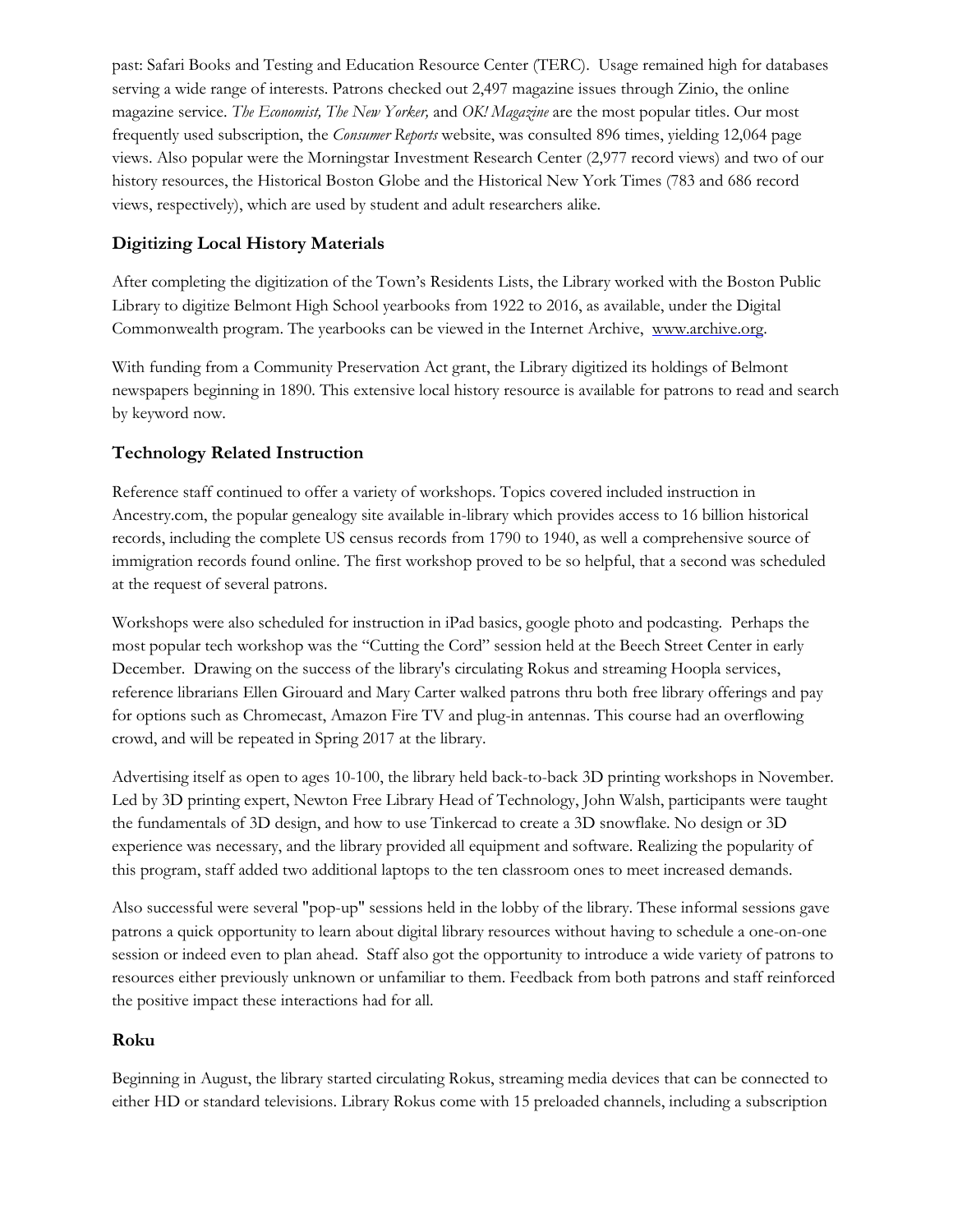past: Safari Books and Testing and Education Resource Center (TERC). Usage remained high for databases serving a wide range of interests. Patrons checked out 2,497 magazine issues through Zinio, the online magazine service. *The Economist, The New Yorker,* and *OK! Magazine* are the most popular titles. Our most frequently used subscription, the *Consumer Reports* website, was consulted 896 times, yielding 12,064 page views. Also popular were the Morningstar Investment Research Center (2,977 record views) and two of our history resources, the Historical Boston Globe and the Historical New York Times (783 and 686 record views, respectively), which are used by student and adult researchers alike.

### Digitizing Local History Materials

After completing the digitization of the Town's Residents Lists, the Library worked with the Boston Public Library to digitize Belmont High School yearbooks from 1922 to 2016, as available, under the Digital Commonwealth program. The yearbooks can be viewed in the Internet Archive, [www.archive.org](www.archive.org).

With funding from a Community Preservation Act grant, the Library digitized its holdings of Belmont newspapers beginning in 1890. This extensive local history resource is available for patrons to read and search by keyword now.

### Technology Related Instruction

Reference staff continued to offer a variety of workshops. Topics covered included instruction in Ancestry.com, the popular genealogy site available in-library which provides access to 16 billion historical records, including the complete US census records from 1790 to 1940, as well a comprehensive source of immigration records found online. The first workshop proved to be so helpful, that a second was scheduled at the request of several patrons.

Workshops were also scheduled for instruction in iPad basics, google photo and podcasting. Perhaps the most popular tech workshop was the "Cutting the Cord" session held at the Beech Street Center in early December. Drawing on the success of the library's circulating Rokus and streaming Hoopla services, reference librarians Ellen Girouard and Mary Carter walked patrons thru both free library offerings and pay for options such as Chromecast, Amazon Fire TV and plug-in antennas. This course had an overflowing crowd, and will be repeated in Spring 2017 at the library.

Advertising itself as open to ages 10-100, the library held back-to-back 3D printing workshops in November. Led by 3D printing expert, Newton Free Library Head of Technology, John Walsh, participants were taught the fundamentals of 3D design, and how to use Tinkercad to create a 3D snowflake. No design or 3D experience was necessary, and the library provided all equipment and software. Realizing the popularity of this program, staff added two additional laptops to the ten classroom ones to meet increased demands.

Also successful were several "pop-up" sessions held in the lobby of the library. These informal sessions gave patrons a quick opportunity to learn about digital library resources without having to schedule a one-on-one session or indeed even to plan ahead. Staff also got the opportunity to introduce a wide variety of patrons to resources either previously unknown or unfamiliar to them. Feedback from both patrons and staff reinforced the positive impact these interactions had for all.

### Roku

Beginning in August, the library started circulating Rokus, streaming media devices that can be connected to either HD or standard televisions. Library Rokus come with 15 preloaded channels, including a subscription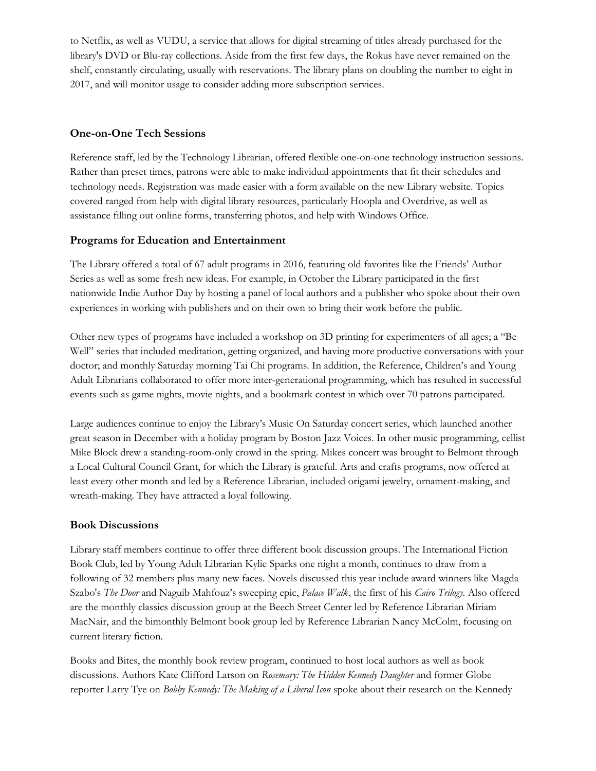to Netflix, as well as VUDU, a service that allows for digital streaming of titles already purchased for the library's DVD or Blu-ray collections. Aside from the first few days, the Rokus have never remained on the shelf, constantly circulating, usually with reservations. The library plans on doubling the number to eight in 2017, and will monitor usage to consider adding more subscription services.

### One-on-One Tech Sessions

Reference staff, led by the Technology Librarian, offered flexible one-on-one technology instruction sessions. Rather than preset times, patrons were able to make individual appointments that fit their schedules and technology needs. Registration was made easier with a form available on the new Library website. Topics covered ranged from help with digital library resources, particularly Hoopla and Overdrive, as well as assistance filling out online forms, transferring photos, and help with Windows Office.

### Programs for Education and Entertainment

The Library offered a total of 67 adult programs in 2016, featuring old favorites like the Friends' Author Series as well as some fresh new ideas. For example, in October the Library participated in the first nationwide Indie Author Day by hosting a panel of local authors and a publisher who spoke about their own experiences in working with publishers and on their own to bring their work before the public.

Other new types of programs have included a workshop on 3D printing for experimenters of all ages; a "Be Well" series that included meditation, getting organized, and having more productive conversations with your doctor; and monthly Saturday morning Tai Chi programs. In addition, the Reference, Children's and Young Adult Librarians collaborated to offer more inter-generational programming, which has resulted in successful events such as game nights, movie nights, and a bookmark contest in which over 70 patrons participated.

Large audiences continue to enjoy the Library's Music On Saturday concert series, which launched another great season in December with a holiday program by Boston Jazz Voices. In other music programming, cellist Mike Block drew a standing-room-only crowd in the spring. Mikes concert was brought to Belmont through a Local Cultural Council Grant, for which the Library is grateful. Arts and crafts programs, now offered at least every other month and led by a Reference Librarian, included origami jewelry, ornament-making, and wreath-making. They have attracted a loyal following.

### Book Discussions

Library staff members continue to offer three different book discussion groups. The International Fiction Book Club, led by Young Adult Librarian Kylie Sparks one night a month, continues to draw from a following of 32 members plus many new faces. Novels discussed this year include award winners like Magda Szabo's *The Door* and Naguib Mahfouz's sweeping epic, *Palace Walk*, the first of his *Cairo Trilogy.* Also offered are the monthly classics discussion group at the Beech Street Center led by Reference Librarian Miriam MacNair, and the bimonthly Belmont book group led by Reference Librarian Nancy McColm, focusing on current literary fiction.

Books and Bites, the monthly book review program, continued to host local authors as well as book discussions. Authors Kate Clifford Larson on *Rosemary: The Hidden Kennedy Daughter* and former Globe reporter Larry Tye on *Bobby Kennedy: The Making of a Liberal Icon* spoke about their research on the Kennedy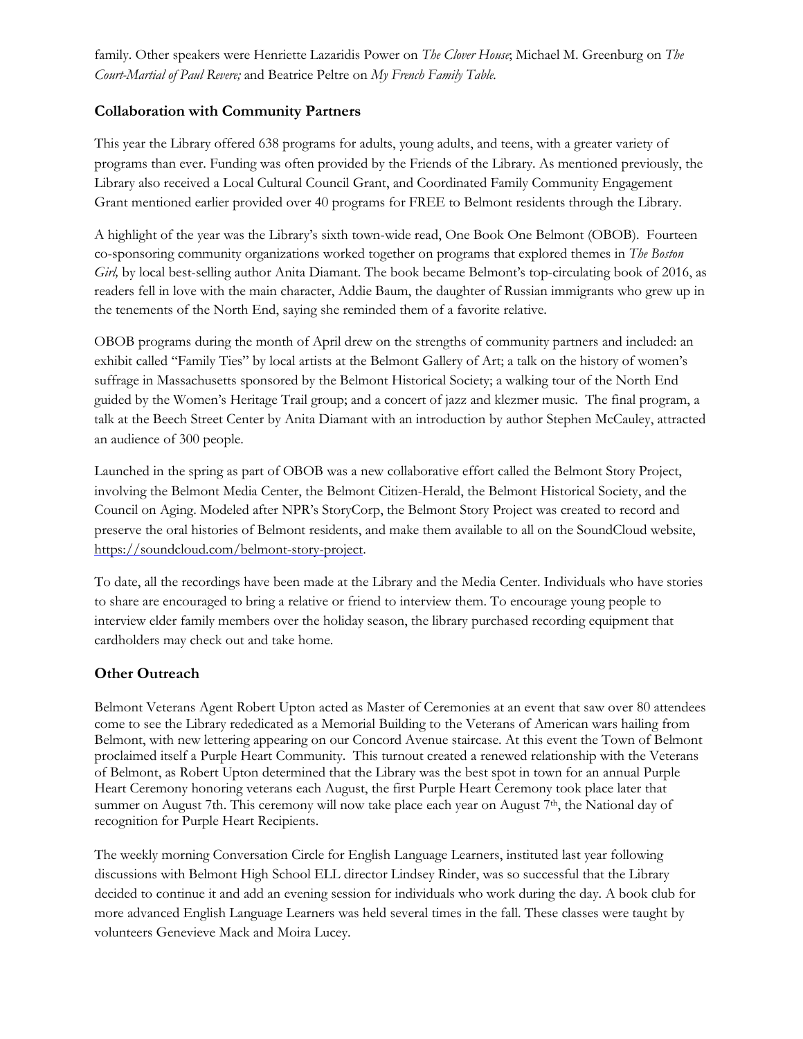family. Other speakers were Henriette Lazaridis Power on *The Clover House*; Michael M. Greenburg on *The Court-Martial of Paul Revere;* and Beatrice Peltre on *My French Family Table.*

## Collaboration with Community Partners

This year the Library offered 638 programs for adults, young adults, and teens, with a greater variety of programs than ever. Funding was often provided by the Friends of the Library. As mentioned previously, the Library also received a Local Cultural Council Grant, and Coordinated Family Community Engagement Grant mentioned earlier provided over 40 programs for FREE to Belmont residents through the Library.

A highlight of the year was the Library's sixth town-wide read, One Book One Belmont (OBOB). Fourteen co-sponsoring community organizations worked together on programs that explored themes in *The Boston Girl,* by local best-selling author Anita Diamant. The book became Belmont's top-circulating book of 2016, as readers fell in love with the main character, Addie Baum, the daughter of Russian immigrants who grew up in the tenements of the North End, saying she reminded them of a favorite relative.

OBOB programs during the month of April drew on the strengths of community partners and included: an exhibit called "Family Ties" by local artists at the Belmont Gallery of Art; a talk on the history of women's suffrage in Massachusetts sponsored by the Belmont Historical Society; a walking tour of the North End guided by the Women's Heritage Trail group; and a concert of jazz and klezmer music. The final program, a talk at the Beech Street Center by Anita Diamant with an introduction by author Stephen McCauley, attracted an audience of 300 people.

Launched in the spring as part of OBOB was a new collaborative effort called the Belmont Story Project, involving the Belmont Media Center, the Belmont Citizen-Herald, the Belmont Historical Society, and the Council on Aging. Modeled after NPR's StoryCorp, the Belmont Story Project was created to record and preserve the oral histories of Belmont residents, and make them available to all on the SoundCloud website, https://soundcloud.com/belmont-story-project.

To date, all the recordings have been made at the Library and the Media Center. Individuals who have stories to share are encouraged to bring a relative or friend to interview them. To encourage young people to interview elder family members over the holiday season, the library purchased recording equipment that cardholders may check out and take home.

## Other Outreach

Belmont Veterans Agent Robert Upton acted as Master of Ceremonies at an event that saw over 80 attendees come to see the Library rededicated as a Memorial Building to the Veterans of American wars hailing from Belmont, with new lettering appearing on our Concord Avenue staircase. At this event the Town of Belmont proclaimed itself a Purple Heart Community. This turnout created a renewed relationship with the Veterans of Belmont, as Robert Upton determined that the Library was the best spot in town for an annual Purple Heart Ceremony honoring veterans each August, the first Purple Heart Ceremony took place later that summer on August 7th. This ceremony will now take place each year on August 7th, the National day of recognition for Purple Heart Recipients.

The weekly morning Conversation Circle for English Language Learners, instituted last year following discussions with Belmont High School ELL director Lindsey Rinder, was so successful that the Library decided to continue it and add an evening session for individuals who work during the day. A book club for more advanced English Language Learners was held several times in the fall. These classes were taught by volunteers Genevieve Mack and Moira Lucey.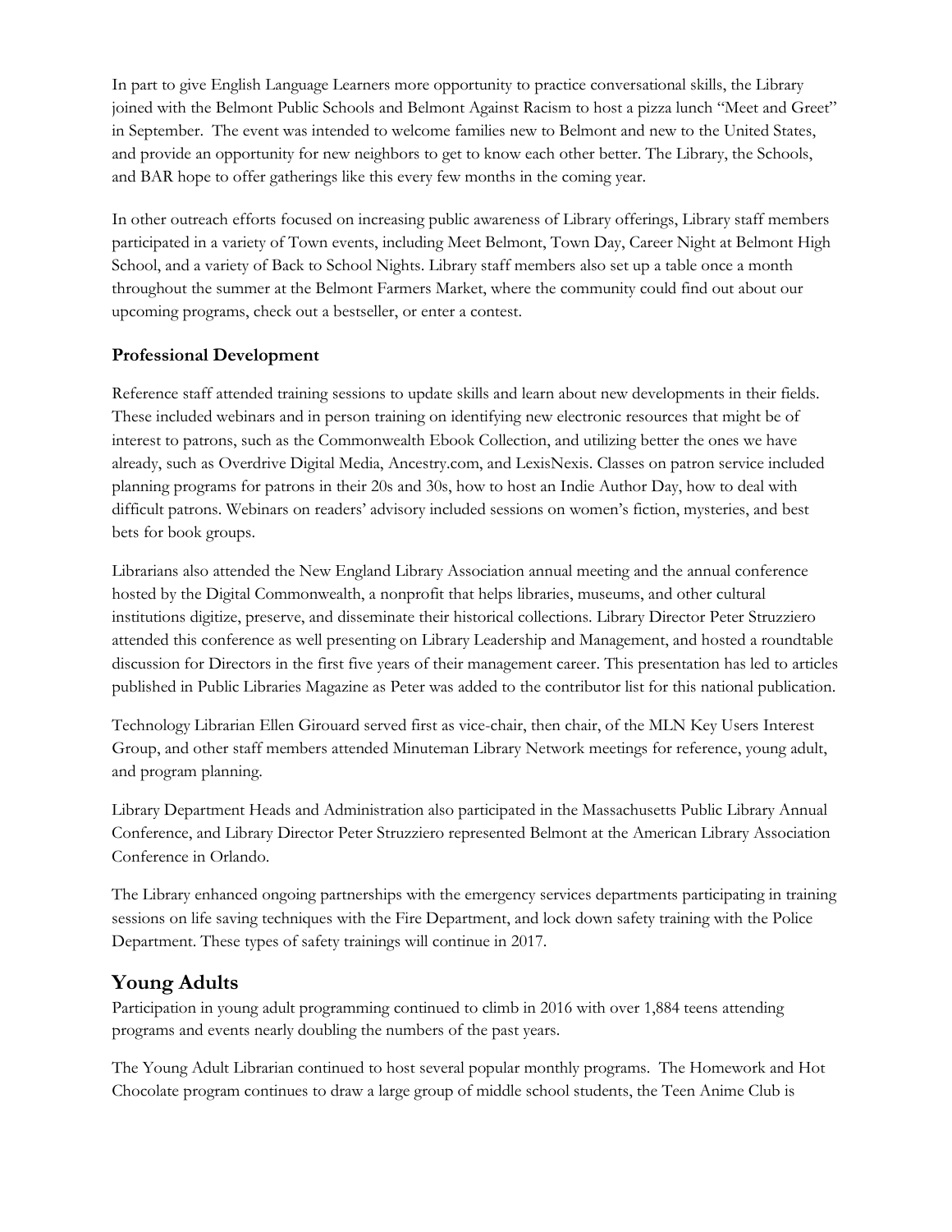In part to give English Language Learners more opportunity to practice conversational skills, the Library joined with the Belmont Public Schools and Belmont Against Racism to host a pizza lunch "Meet and Greet" in September. The event was intended to welcome families new to Belmont and new to the United States, and provide an opportunity for new neighbors to get to know each other better. The Library, the Schools, and BAR hope to offer gatherings like this every few months in the coming year.

In other outreach efforts focused on increasing public awareness of Library offerings, Library staff members participated in a variety of Town events, including Meet Belmont, Town Day, Career Night at Belmont High School, and a variety of Back to School Nights. Library staff members also set up a table once a month throughout the summer at the Belmont Farmers Market, where the community could find out about our upcoming programs, check out a bestseller, or enter a contest.

### Professional Development

Reference staff attended training sessions to update skills and learn about new developments in their fields. These included webinars and in person training on identifying new electronic resources that might be of interest to patrons, such as the Commonwealth Ebook Collection, and utilizing better the ones we have already, such as Overdrive Digital Media, Ancestry.com, and LexisNexis. Classes on patron service included planning programs for patrons in their 20s and 30s, how to host an Indie Author Day, how to deal with difficult patrons. Webinars on readers' advisory included sessions on women's fiction, mysteries, and best bets for book groups.

Librarians also attended the New England Library Association annual meeting and the annual conference hosted by the Digital Commonwealth, a nonprofit that helps libraries, museums, and other cultural institutions digitize, preserve, and disseminate their historical collections. Library Director Peter Struzziero attended this conference as well presenting on Library Leadership and Management, and hosted a roundtable discussion for Directors in the first five years of their management career. This presentation has led to articles published in Public Libraries Magazine as Peter was added to the contributor list for this national publication.

Technology Librarian Ellen Girouard served first as vice-chair, then chair, of the MLN Key Users Interest Group, and other staff members attended Minuteman Library Network meetings for reference, young adult, and program planning.

Library Department Heads and Administration also participated in the Massachusetts Public Library Annual Conference, and Library Director Peter Struzziero represented Belmont at the American Library Association Conference in Orlando.

The Library enhanced ongoing partnerships with the emergency services departments participating in training sessions on life saving techniques with the Fire Department, and lock down safety training with the Police Department. These types of safety trainings will continue in 2017.

## Young Adults

Participation in young adult programming continued to climb in 2016 with over 1,884 teens attending programs and events nearly doubling the numbers of the past years.

The Young Adult Librarian continued to host several popular monthly programs. The Homework and Hot Chocolate program continues to draw a large group of middle school students, the Teen Anime Club is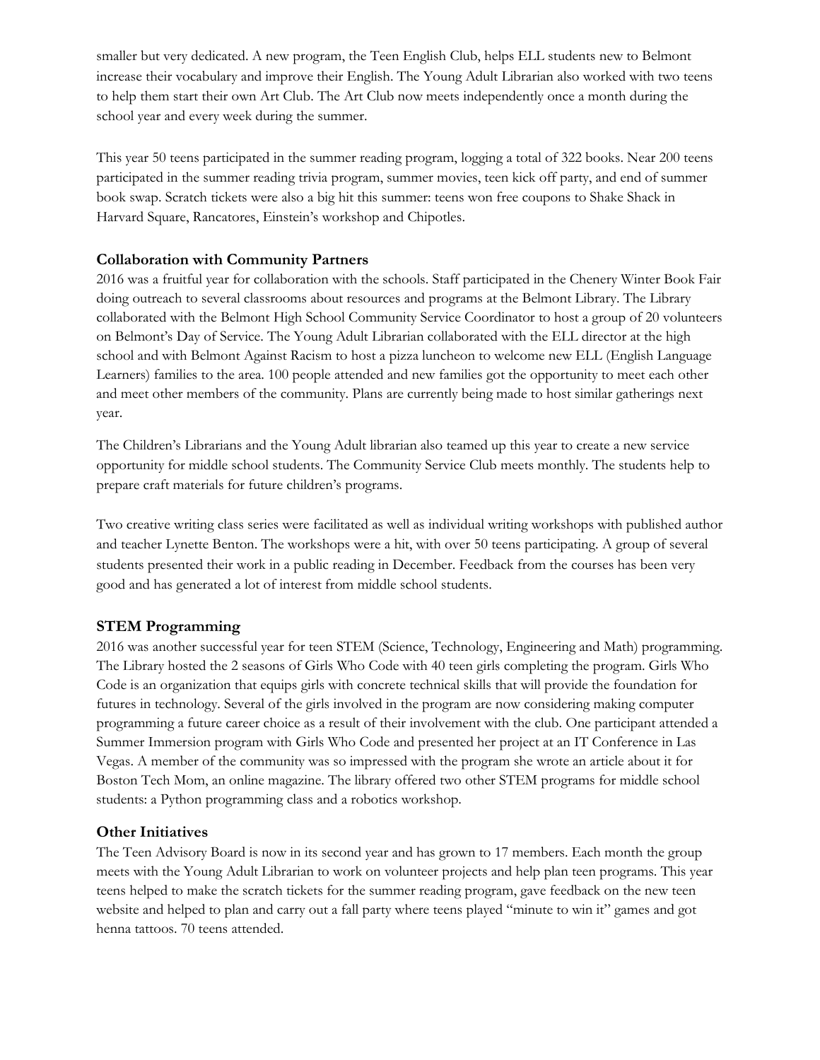smaller but very dedicated. A new program, the Teen English Club, helps ELL students new to Belmont increase their vocabulary and improve their English. The Young Adult Librarian also worked with two teens to help them start their own Art Club. The Art Club now meets independently once a month during the school year and every week during the summer.

This year 50 teens participated in the summer reading program, logging a total of 322 books. Near 200 teens participated in the summer reading trivia program, summer movies, teen kick off party, and end of summer book swap. Scratch tickets were also a big hit this summer: teens won free coupons to Shake Shack in Harvard Square, Rancatores, Einstein's workshop and Chipotles.

### Collaboration with Community Partners

2016 was a fruitful year for collaboration with the schools. Staff participated in the Chenery Winter Book Fair doing outreach to several classrooms about resources and programs at the Belmont Library. The Library collaborated with the Belmont High School Community Service Coordinator to host a group of 20 volunteers on Belmont's Day of Service. The Young Adult Librarian collaborated with the ELL director at the high school and with Belmont Against Racism to host a pizza luncheon to welcome new ELL (English Language Learners) families to the area. 100 people attended and new families got the opportunity to meet each other and meet other members of the community. Plans are currently being made to host similar gatherings next year.

The Children's Librarians and the Young Adult librarian also teamed up this year to create a new service opportunity for middle school students. The Community Service Club meets monthly. The students help to prepare craft materials for future children's programs.

Two creative writing class series were facilitated as well as individual writing workshops with published author and teacher Lynette Benton. The workshops were a hit, with over 50 teens participating. A group of several students presented their work in a public reading in December. Feedback from the courses has been very good and has generated a lot of interest from middle school students.

### STEM Programming

2016 was another successful year for teen STEM (Science, Technology, Engineering and Math) programming. The Library hosted the 2 seasons of Girls Who Code with 40 teen girls completing the program. Girls Who Code is an organization that equips girls with concrete technical skills that will provide the foundation for futures in technology. Several of the girls involved in the program are now considering making computer programming a future career choice as a result of their involvement with the club. One participant attended a Summer Immersion program with Girls Who Code and presented her project at an IT Conference in Las Vegas. A member of the community was so impressed with the program she wrote an article about it for Boston Tech Mom, an online magazine. The library offered two other STEM programs for middle school students: a Python programming class and a robotics workshop.

### Other Initiatives

The Teen Advisory Board is now in its second year and has grown to 17 members. Each month the group meets with the Young Adult Librarian to work on volunteer projects and help plan teen programs. This year teens helped to make the scratch tickets for the summer reading program, gave feedback on the new teen website and helped to plan and carry out a fall party where teens played "minute to win it" games and got henna tattoos. 70 teens attended.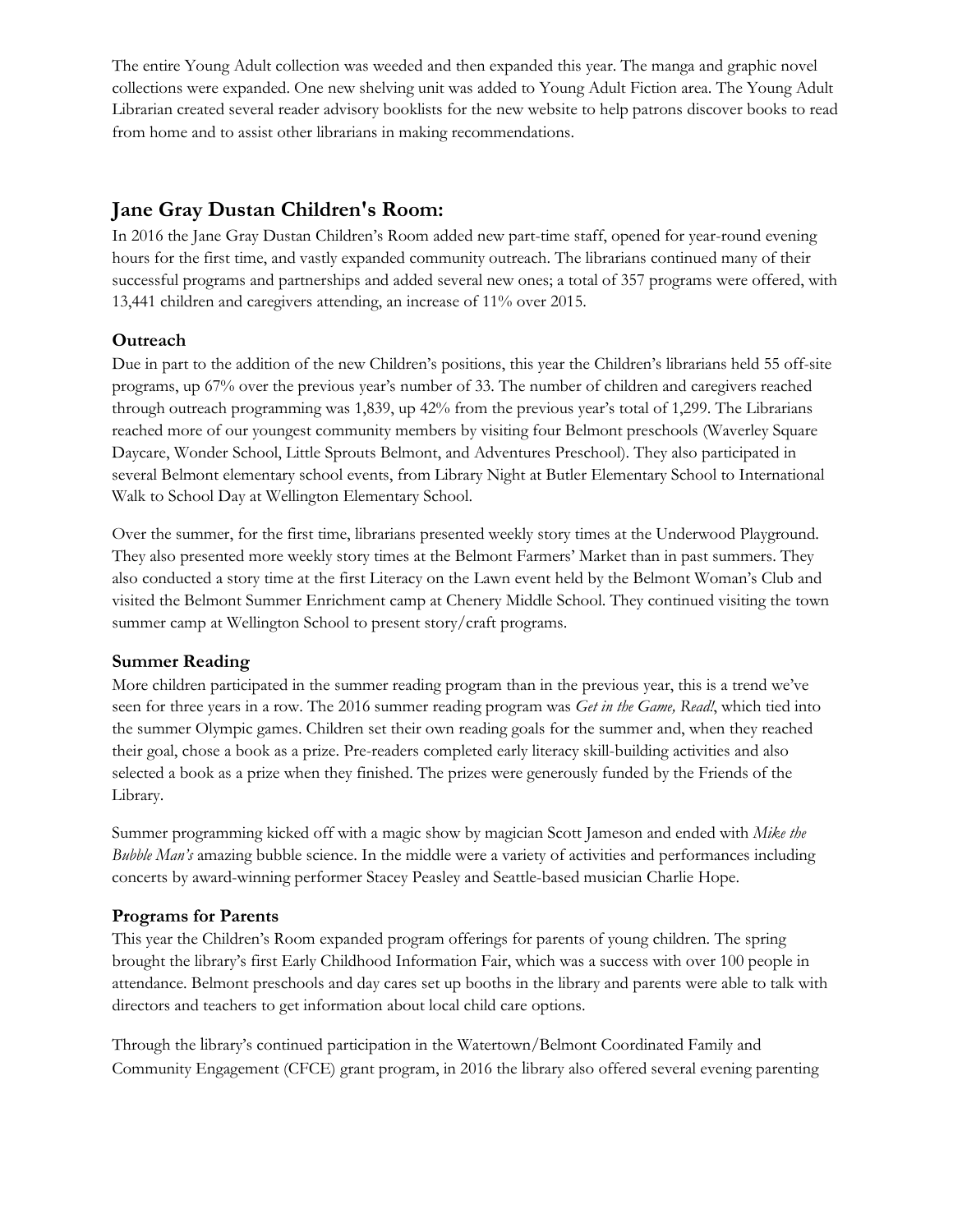The entire Young Adult collection was weeded and then expanded this year. The manga and graphic novel collections were expanded. One new shelving unit was added to Young Adult Fiction area. The Young Adult Librarian created several reader advisory booklists for the new website to help patrons discover books to read from home and to assist other librarians in making recommendations.

## Jane Gray Dustan Children's Room:

In 2016 the Jane Gray Dustan Children's Room added new part-time staff, opened for year-round evening hours for the first time, and vastly expanded community outreach. The librarians continued many of their successful programs and partnerships and added several new ones; a total of 357 programs were offered, with 13,441 children and caregivers attending, an increase of 11% over 2015.

### Outreach

Due in part to the addition of the new Children's positions, this year the Children's librarians held 55 off-site programs, up 67% over the previous year's number of 33. The number of children and caregivers reached through outreach programming was 1,839, up 42% from the previous year's total of 1,299. The Librarians reached more of our youngest community members by visiting four Belmont preschools (Waverley Square Daycare, Wonder School, Little Sprouts Belmont, and Adventures Preschool). They also participated in several Belmont elementary school events, from Library Night at Butler Elementary School to International Walk to School Day at Wellington Elementary School.

Over the summer, for the first time, librarians presented weekly story times at the Underwood Playground. They also presented more weekly story times at the Belmont Farmers' Market than in past summers. They also conducted a story time at the first Literacy on the Lawn event held by the Belmont Woman's Club and visited the Belmont Summer Enrichment camp at Chenery Middle School. They continued visiting the town summer camp at Wellington School to present story/craft programs.

### Summer Reading

More children participated in the summer reading program than in the previous year, this is a trend we've seen for three years in a row. The 2016 summer reading program was *Get in the Game, Read!*, which tied into the summer Olympic games. Children set their own reading goals for the summer and, when they reached their goal, chose a book as a prize. Pre-readers completed early literacy skill-building activities and also selected a book as a prize when they finished. The prizes were generously funded by the Friends of the Library.

Summer programming kicked off with a magic show by magician Scott Jameson and ended with *Mike the Bubble Man's* amazing bubble science. In the middle were a variety of activities and performances including concerts by award-winning performer Stacey Peasley and Seattle-based musician Charlie Hope.

### Programs for Parents

This year the Children's Room expanded program offerings for parents of young children. The spring brought the library's first Early Childhood Information Fair, which was a success with over 100 people in attendance. Belmont preschools and day cares set up booths in the library and parents were able to talk with directors and teachers to get information about local child care options.

Through the library's continued participation in the Watertown/Belmont Coordinated Family and Community Engagement (CFCE) grant program, in 2016 the library also offered several evening parenting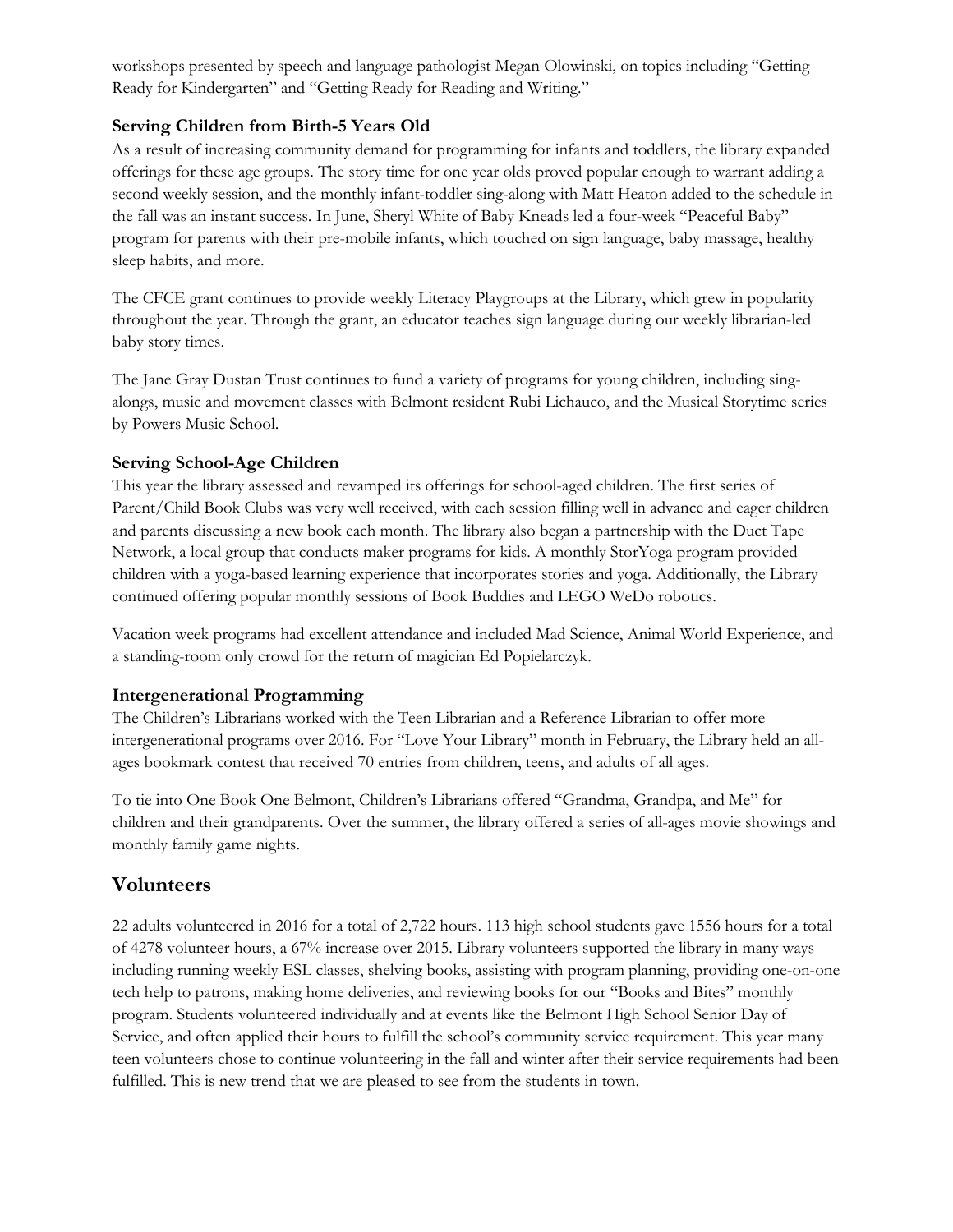workshops presented by speech and language pathologist Megan Olowinski, on topics including "Getting Ready for Kindergarten" and "Getting Ready for Reading and Writing."

### Serving Children from Birth-5 Years Old

As a result of increasing community demand for programming for infants and toddlers, the library expanded offerings for these age groups. The story time for one year olds proved popular enough to warrant adding a second weekly session, and the monthly infant-toddler sing-along with Matt Heaton added to the schedule in the fall was an instant success. In June, Sheryl White of Baby Kneads led a four-week "Peaceful Baby" program for parents with their pre-mobile infants, which touched on sign language, baby massage, healthy sleep habits, and more.

The CFCE grant continues to provide weekly Literacy Playgroups at the Library, which grew in popularity throughout the year. Through the grant, an educator teaches sign language during our weekly librarian-led baby story times.

The Jane Gray Dustan Trust continues to fund a variety of programs for young children, including sing-alongs, music and movement classes with Belmont resident Rubi Lichauco, and the Musical Storytime series by Powers Music School.

### Serving School-Age Children

This year the library assessed and revamped its offerings for school-aged children. The first series of Parent/Child Book Clubs was very well received, with each session filling well in advance and eager children and parents discussing a new book each month. The library also began a partnership with the Duct Tape Network, a local group that conducts maker programs for kids. A monthly StorYoga program provided children with a yoga-based learning experience that incorporates stories and yoga. Additionally, the Library continued offering popular monthly sessions of Book Buddies and LEGO WeDo robotics.

Vacation week programs had excellent attendance and included Mad Science, Animal World Experience, and a standing-room only crowd for the return of magician Ed Popielarczyk.

### Intergenerational Programming

The Children's Librarians worked with the Teen Librarian and a Reference Librarian to offer more intergenerational programs over 2016. For "Love Your Library" month in February, the Library held an all-ages bookmark contest that received 70 entries from children, teens, and adults of all ages.

To tie into One Book One Belmont, Children's Librarians offered "Grandma, Grandpa, and Me" for children and their grandparents. Over the summer, the library offered a series of all-ages movie showings and monthly family game nights.

## Volunteers

22 adults volunteered in 2016 for a total of 2,722 hours. 113 high school students gave 1556 hours for a total of 4278 volunteer hours, a 67% increase over 2015. Library volunteers supported the library in many ways including running weekly ESL classes, shelving books, assisting with program planning, providing one-on-one tech help to patrons, making home deliveries, and reviewing books for our "Books and Bites" monthly program. Students volunteered individually and at events like the Belmont High School Senior Day of Service, and often applied their hours to fulfill the school's community service requirement. This year many teen volunteers chose to continue volunteering in the fall and winter after their service requirements had been fulfilled. This is new trend that we are pleased to see from the students in town.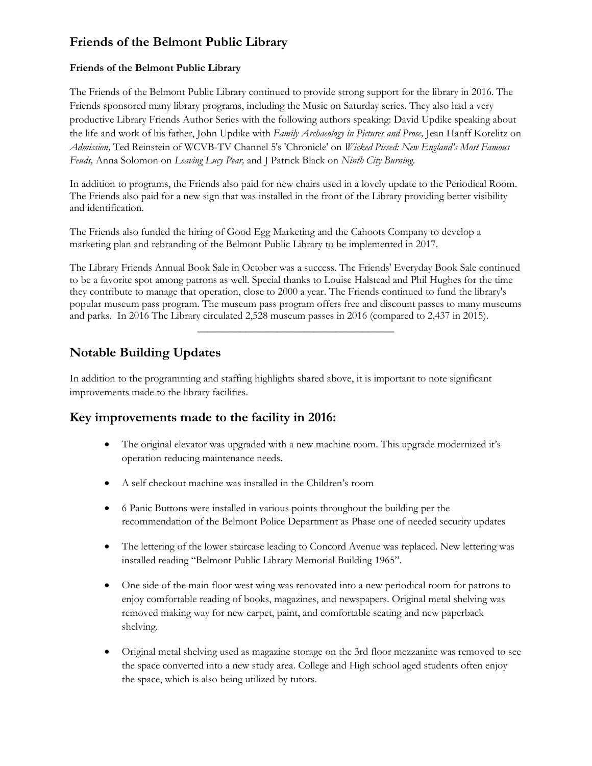## Friends of the Belmont Public Library

**Friends of the Belmont Public Library**

The Friends of the Belmont Public Library continued to provide strong support for the library in 2016. The Friends sponsored many library programs, including the Music on Saturday series. They also had a very productive Library Friends Author Series with the following authors speaking: David Updike speaking about the life and work of his father, John Updike with *Family Archaeology in Pictures and Prose,* Jean Hanff Korelitz on *Admission,* Ted Reinstein of WCVB-TV Channel 5's 'Chronicle' on *Wicked Pissed: New England's Most Famous Feuds,* Anna Solomon on *Leaving Lucy Pear,* and J Patrick Black on *Ninth City Burning.*

In addition to programs, the Friends also paid for new chairs used in a lovely update to the Periodical Room. The Friends also paid for a new sign that was installed in the front of the Library providing better visibility and identification.

The Friends also funded the hiring of Good Egg Marketing and the Cahoots Company to develop a marketing plan and rebranding of the Belmont Public Library to be implemented in 2017.

The Library Friends Annual Book Sale in October was a success. The Friends' Everyday Book Sale continued to be a favorite spot among patrons as well. Special thanks to Louise Halstead and Phil Hughes for the time they contribute to manage that operation, close to 2000 a year. The Friends continued to fund the library's popular museum pass program. The museum pass program offers free and discount passes to many museums and parks. In 2016 The Library circulated 2,528 museum passes in 2016 (compared to 2,437 in 2015).

---

## Notable Building Updates

In addition to the programming and staffing highlights shared above, it is important to note significant improvements made to the library facilities.

## Key improvements made to the facility in 2016:

- The original elevator was upgraded with a new machine room. This upgrade modernized it's operation reducing maintenance needs.
- A self checkout machine was installed in the Children's room
- 6 Panic Buttons were installed in various points throughout the building per the recommendation of the Belmont Police Department as Phase one of needed security updates
- The lettering of the lower staircase leading to Concord Avenue was replaced. New lettering was installed reading "Belmont Public Library Memorial Building 1965".
- One side of the main floor west wing was renovated into a new periodical room for patrons to enjoy comfortable reading of books, magazines, and newspapers. Original metal shelving was removed making way for new carpet, paint, and comfortable seating and new paperback shelving.
- Original metal shelving used as magazine storage on the 3rd floor mezzanine was removed to see the space converted into a new study area. College and High school aged students often enjoy the space, which is also being utilized by tutors.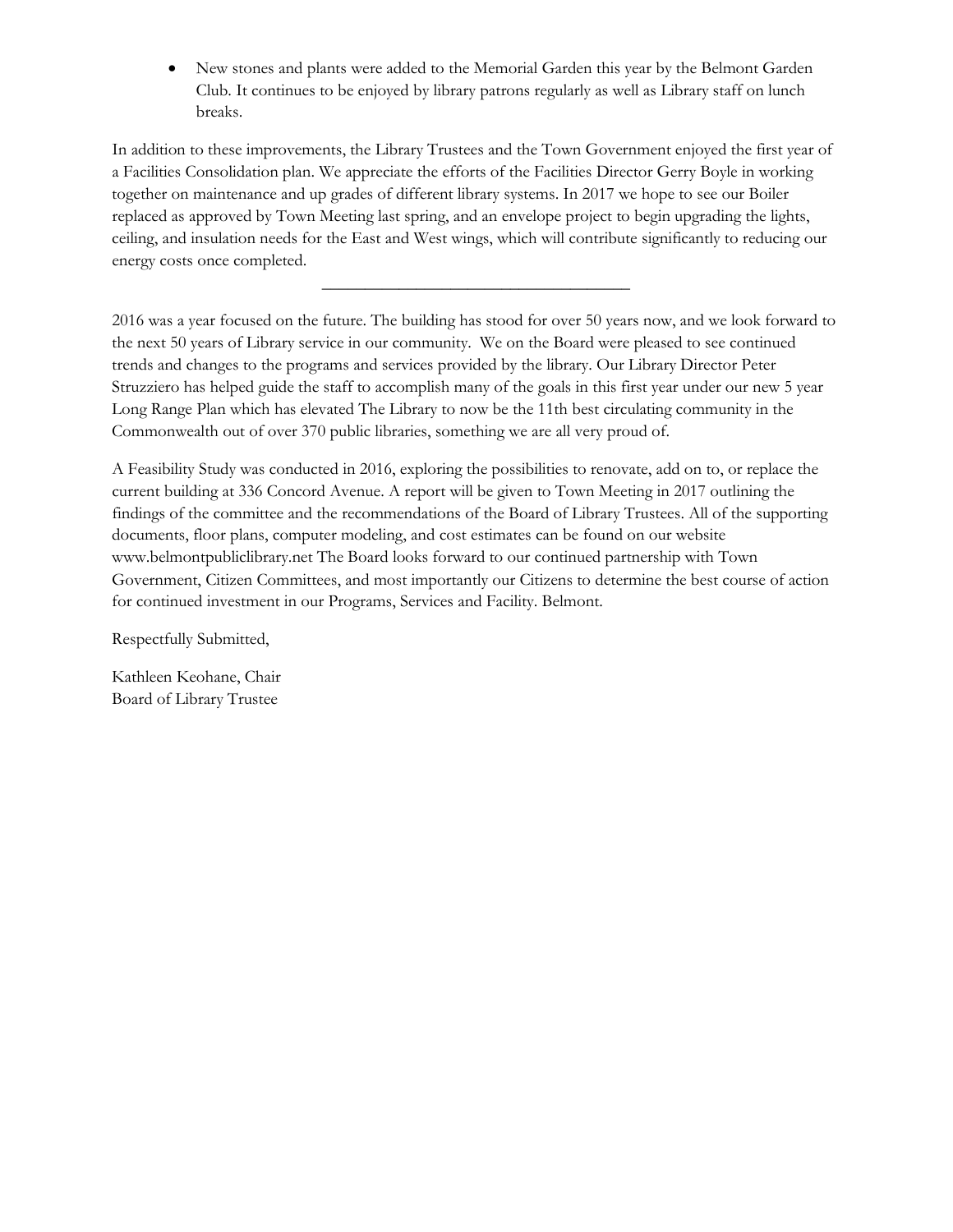- New stones and plants were added to the Memorial Garden this year by the Belmont Garden Club. It continues to be enjoyed by library patrons regularly as well as Library staff on lunch breaks.

In addition to these improvements, the Library Trustees and the Town Government enjoyed the first year of a Facilities Consolidation plan. We appreciate the efforts of the Facilities Director Gerry Boyle in working together on maintenance and up grades of different library systems. In 2017 we hope to see our Boiler replaced as approved by Town Meeting last spring, and an envelope project to begin upgrading the lights, ceiling, and insulation needs for the East and West wings, which will contribute significantly to reducing our energy costs once completed.

---

2016 was a year focused on the future. The building has stood for over 50 years now, and we look forward to the next 50 years of Library service in our community. We on the Board were pleased to see continued trends and changes to the programs and services provided by the library. Our Library Director Peter Struzziero has helped guide the staff to accomplish many of the goals in this first year under our new 5 year Long Range Plan which has elevated The Library to now be the 11th best circulating community in the Commonwealth out of over 370 public libraries, something we are all very proud of.

A Feasibility Study was conducted in 2016, exploring the possibilities to renovate, add on to, or replace the current building at 336 Concord Avenue. A report will be given to Town Meeting in 2017 outlining the findings of the committee and the recommendations of the Board of Library Trustees. All of the supporting documents, floor plans, computer modeling, and cost estimates can be found on our website www.belmontpubliclibrary.net The Board looks forward to our continued partnership with Town Government, Citizen Committees, and most importantly our Citizens to determine the best course of action for continued investment in our Programs, Services and Facility. Belmont.

Respectfully Submitted,

Kathleen Keohane, Chair
Board of Library Trustee